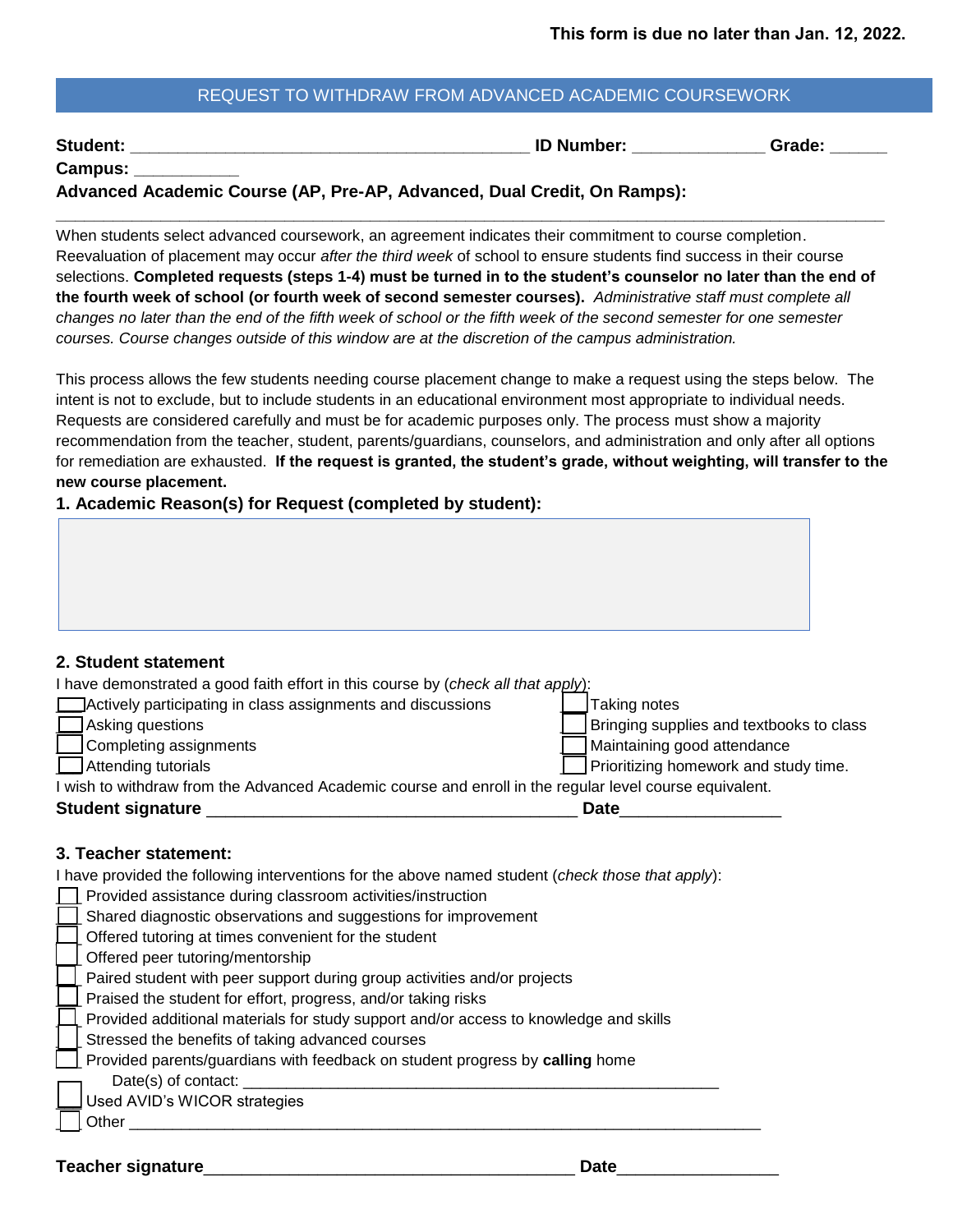**This form is due no later than Jan. 12, 2022.**

## REQUEST TO WITHDRAW FROM ADVANCED ACADEMIC COURSEWORK

**Student:** ___________________________________________ **ID Number:** _____________ **Grade:** ______

**Campus:** ___________

**Advanced Academic Course (AP, Pre-AP, Advanced, Dual Credit, On Ramps):**

_____________________________________________________________________________________________

When students select advanced coursework, an agreement indicates their commitment to course completion. Reevaluation of placement may occur *after the third week* of school to ensure students find success in their course selections. **Completed requests (steps 1-4) must be turned in to the student's counselor no later than the end of the fourth week of school (or fourth week of second semester courses).** *Administrative staff must complete all changes no later than the end of the fifth week of school or the fifth week of the second semester for one semester courses. Course changes outside of this window are at the discretion of the campus administration.*

This process allows the few students needing course placement change to make a request using the steps below. The intent is not to exclude, but to include students in an educational environment most appropriate to individual needs. Requests are considered carefully and must be for academic purposes only. The process must show a majority recommendation from the teacher, student, parents/guardians, counselors, and administration and only after all options for remediation are exhausted. **If the request is granted, the student's grade, without weighting, will transfer to the new course placement.**

### 1. Academic Reason(s) for Request (completed by student):

&nbsp;

### 2. Student statement

I have demonstrated a good faith effort in this course by (*check all that apply*):

- ☐ Actively participating in class assignments and discussions
- ☐ Asking questions
- ☐ Completing assignments
- ☐ Attending tutorials
- ☐ Taking notes
- ☐ Bringing supplies and textbooks to class
- ☐ Maintaining good attendance
- ☐ Prioritizing homework and study time.

I wish to withdraw from the Advanced Academic course and enroll in the regular level course equivalent.

**Student signature** _______________________________________ **Date**_________________

### 3. Teacher statement:

I have provided the following interventions for the above named student (*check those that apply*):

- ☐ Provided assistance during classroom activities/instruction
- ☐ Shared diagnostic observations and suggestions for improvement
- ☐ Offered tutoring at times convenient for the student
- ☐ Offered peer tutoring/mentorship
- ☐ Paired student with peer support during group activities and/or projects
- ☐ Praised the student for effort, progress, and/or taking risks
- ☐ Provided additional materials for study support and/or access to knowledge and skills
- ☐ Stressed the benefits of taking advanced courses
- ☐ Provided parents/guardians with feedback on student progress by **calling** home
  - Date(s) of contact: _______________________________________________________
- ☐ Used AVID's WICOR strategies
- ☐ Other ___________________________________________________________________________

**Teacher signature**_______________________________________ **Date**_________________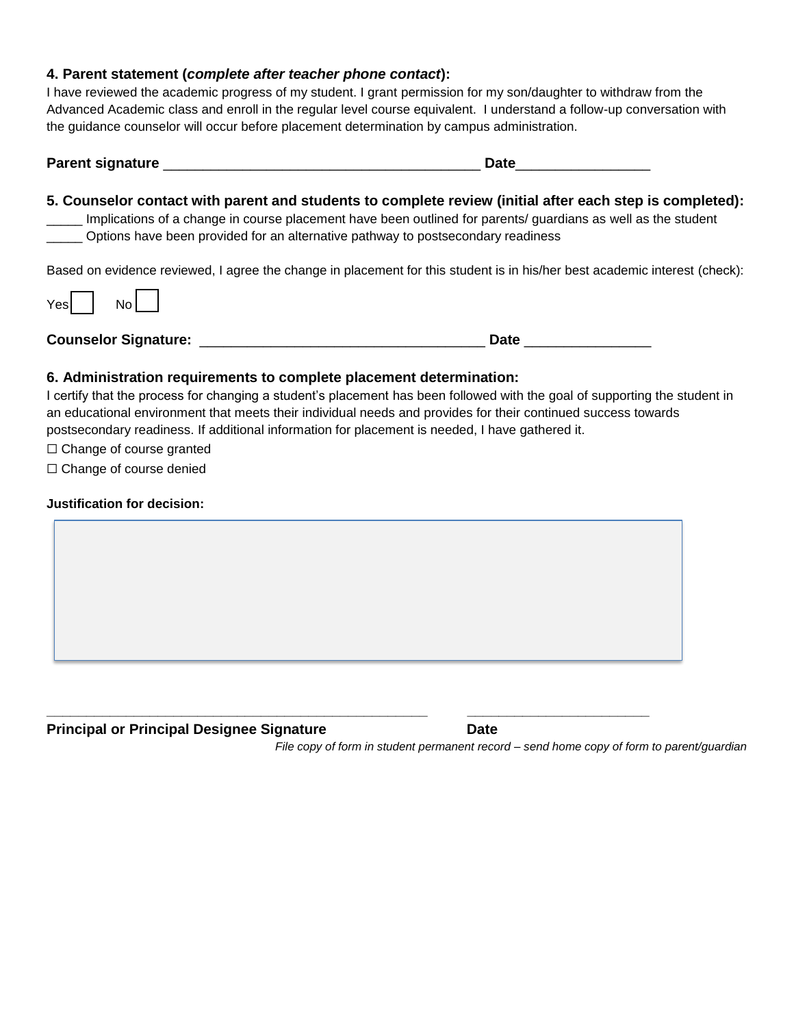**4. Parent statement (*complete after teacher phone contact*):**

I have reviewed the academic progress of my student. I grant permission for my son/daughter to withdraw from the Advanced Academic class and enroll in the regular level course equivalent. I understand a follow-up conversation with the guidance counselor will occur before placement determination by campus administration.

**Parent signature** ________________________________________ **Date**_________________

**5. Counselor contact with parent and students to complete review (initial after each step is completed):**

_____ Implications of a change in course placement have been outlined for parents/ guardians as well as the student

_____ Options have been provided for an alternative pathway to postsecondary readiness

Based on evidence reviewed, I agree the change in placement for this student is in his/her best academic interest (check):

Yes ☐ No ☐

**Counselor Signature:** ____________________________________ **Date** ________________

**6. Administration requirements to complete placement determination:**

I certify that the process for changing a student's placement has been followed with the goal of supporting the student in an educational environment that meets their individual needs and provides for their continued success towards postsecondary readiness. If additional information for placement is needed, I have gathered it.

☐ Change of course granted

☐ Change of course denied

**Justification for decision:**

_______________________________________________ _________________________

**Principal or Principal Designee Signature** **Date**

*File copy of form in student permanent record – send home copy of form to parent/guardian*